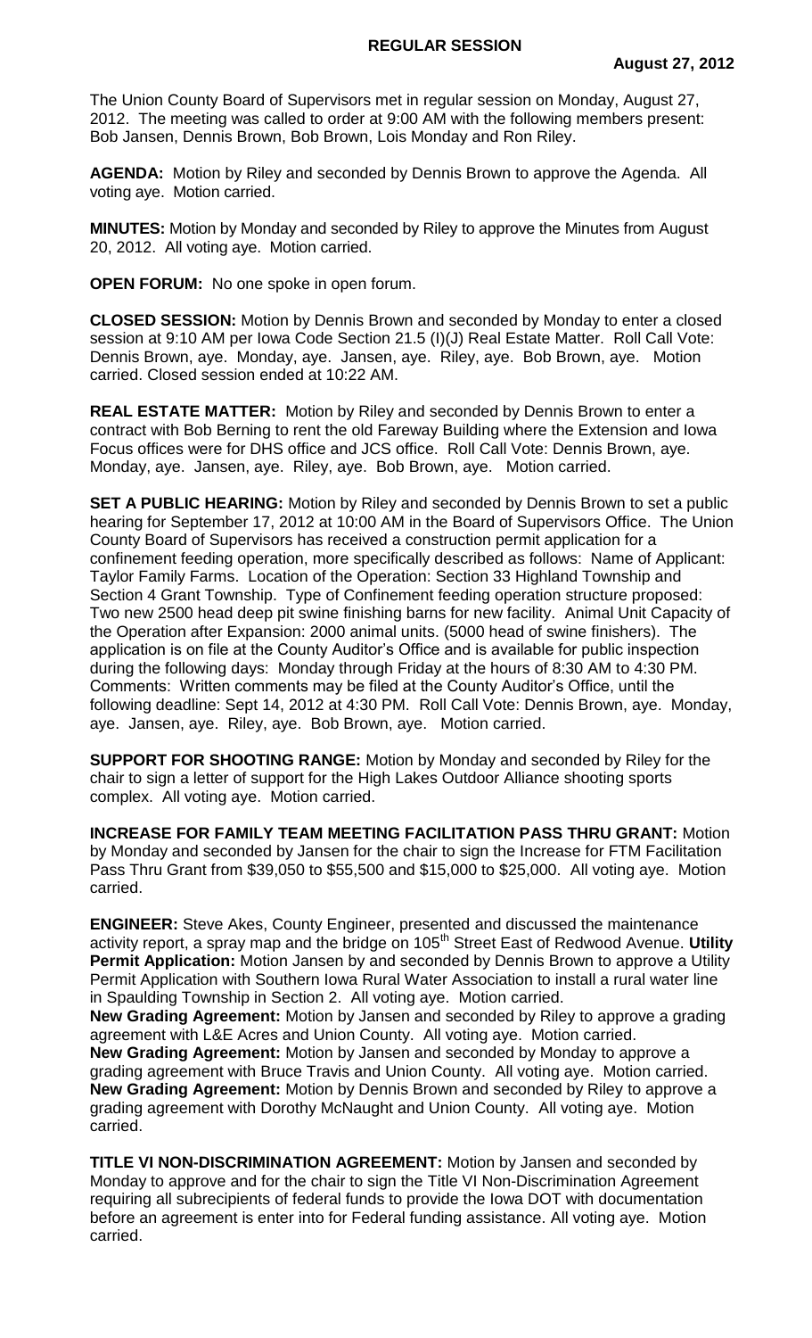**REGULAR SESSION**

**August 27, 2012**

The Union County Board of Supervisors met in regular session on Monday, August 27, 2012. The meeting was called to order at 9:00 AM with the following members present: Bob Jansen, Dennis Brown, Bob Brown, Lois Monday and Ron Riley.

**AGENDA:** Motion by Riley and seconded by Dennis Brown to approve the Agenda. All voting aye. Motion carried.

**MINUTES:** Motion by Monday and seconded by Riley to approve the Minutes from August 20, 2012. All voting aye. Motion carried.

**OPEN FORUM:** No one spoke in open forum.

**CLOSED SESSION:** Motion by Dennis Brown and seconded by Monday to enter a closed session at 9:10 AM per Iowa Code Section 21.5 (I)(J) Real Estate Matter. Roll Call Vote: Dennis Brown, aye. Monday, aye. Jansen, aye. Riley, aye. Bob Brown, aye. Motion carried. Closed session ended at 10:22 AM.

**REAL ESTATE MATTER:** Motion by Riley and seconded by Dennis Brown to enter a contract with Bob Berning to rent the old Fareway Building where the Extension and Iowa Focus offices were for DHS office and JCS office. Roll Call Vote: Dennis Brown, aye. Monday, aye. Jansen, aye. Riley, aye. Bob Brown, aye. Motion carried.

**SET A PUBLIC HEARING:** Motion by Riley and seconded by Dennis Brown to set a public hearing for September 17, 2012 at 10:00 AM in the Board of Supervisors Office. The Union County Board of Supervisors has received a construction permit application for a confinement feeding operation, more specifically described as follows: Name of Applicant: Taylor Family Farms. Location of the Operation: Section 33 Highland Township and Section 4 Grant Township. Type of Confinement feeding operation structure proposed: Two new 2500 head deep pit swine finishing barns for new facility. Animal Unit Capacity of the Operation after Expansion: 2000 animal units. (5000 head of swine finishers). The application is on file at the County Auditor's Office and is available for public inspection during the following days: Monday through Friday at the hours of 8:30 AM to 4:30 PM. Comments: Written comments may be filed at the County Auditor's Office, until the following deadline: Sept 14, 2012 at 4:30 PM. Roll Call Vote: Dennis Brown, aye. Monday, aye. Jansen, aye. Riley, aye. Bob Brown, aye. Motion carried.

**SUPPORT FOR SHOOTING RANGE:** Motion by Monday and seconded by Riley for the chair to sign a letter of support for the High Lakes Outdoor Alliance shooting sports complex. All voting aye. Motion carried.

**INCREASE FOR FAMILY TEAM MEETING FACILITATION PASS THRU GRANT:** Motion by Monday and seconded by Jansen for the chair to sign the Increase for FTM Facilitation Pass Thru Grant from $39,050 to $55,500 and $15,000 to $25,000. All voting aye. Motion carried.

**ENGINEER:** Steve Akes, County Engineer, presented and discussed the maintenance activity report, a spray map and the bridge on 105th Street East of Redwood Avenue. **Utility Permit Application:** Motion Jansen by and seconded by Dennis Brown to approve a Utility Permit Application with Southern Iowa Rural Water Association to install a rural water line in Spaulding Township in Section 2. All voting aye. Motion carried.

**New Grading Agreement:** Motion by Jansen and seconded by Riley to approve a grading agreement with L&E Acres and Union County. All voting aye. Motion carried.

**New Grading Agreement:** Motion by Jansen and seconded by Monday to approve a grading agreement with Bruce Travis and Union County. All voting aye. Motion carried.

**New Grading Agreement:** Motion by Dennis Brown and seconded by Riley to approve a grading agreement with Dorothy McNaught and Union County. All voting aye. Motion carried.

**TITLE VI NON-DISCRIMINATION AGREEMENT:** Motion by Jansen and seconded by Monday to approve and for the chair to sign the Title VI Non-Discrimination Agreement requiring all subrecipients of federal funds to provide the Iowa DOT with documentation before an agreement is enter into for Federal funding assistance. All voting aye. Motion carried.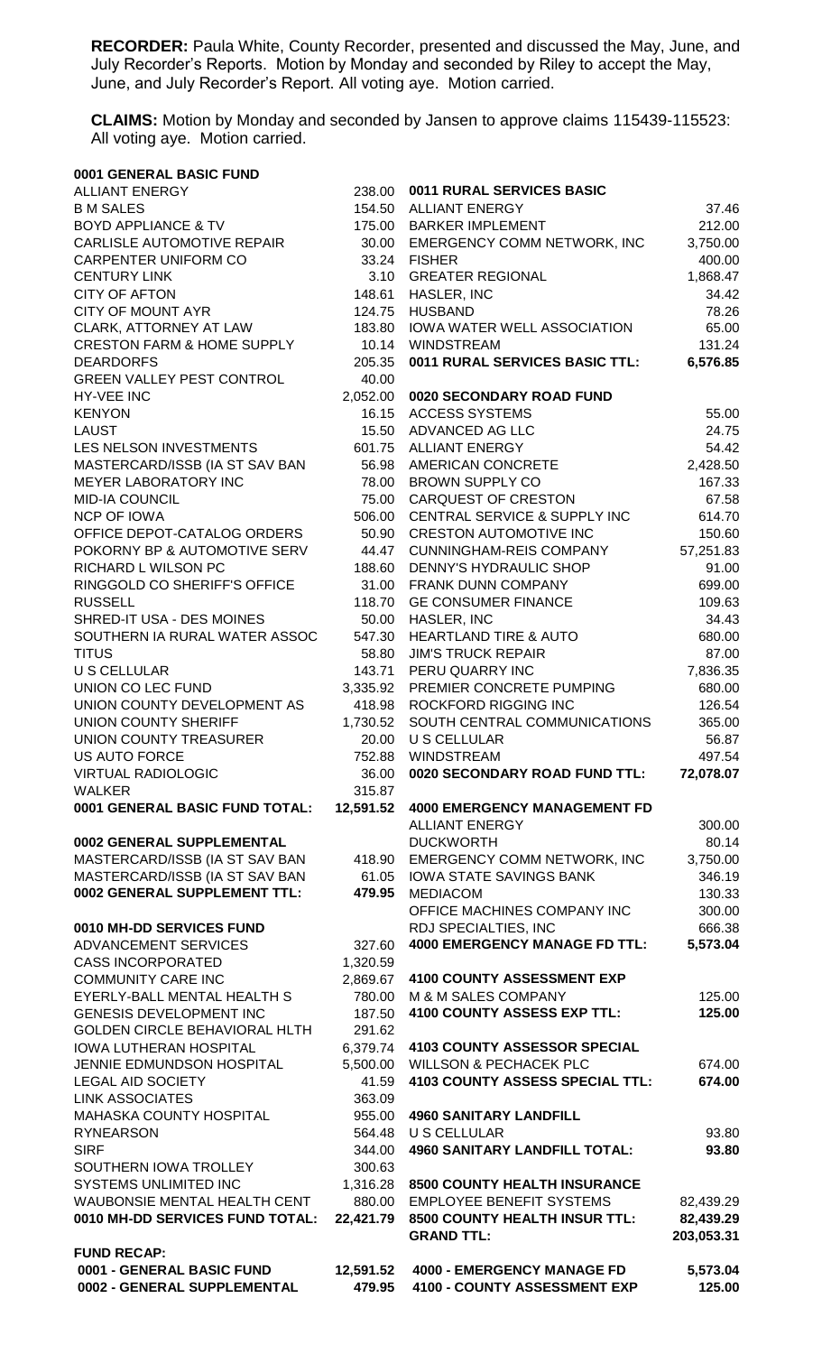**RECORDER:** Paula White, County Recorder, presented and discussed the May, June, and July Recorder's Reports. Motion by Monday and seconded by Riley to accept the May, June, and July Recorder's Report. All voting aye. Motion carried.

**CLAIMS:** Motion by Monday and seconded by Jansen to approve claims 115439-115523: All voting aye. Motion carried.

| | | | |
|---|---|---|---|
| **0001 GENERAL BASIC FUND** | | | |
| ALLIANT ENERGY | 238.00 | **0011 RURAL SERVICES BASIC** | |
| B M SALES | 154.50 | ALLIANT ENERGY | 37.46 |
| BOYD APPLIANCE & TV | 175.00 | BARKER IMPLEMENT | 212.00 |
| CARLISLE AUTOMOTIVE REPAIR | 30.00 | EMERGENCY COMM NETWORK, INC | 3,750.00 |
| CARPENTER UNIFORM CO | 33.24 | FISHER | 400.00 |
| CENTURY LINK | 3.10 | GREATER REGIONAL | 1,868.47 |
| CITY OF AFTON | 148.61 | HASLER, INC | 34.42 |
| CITY OF MOUNT AYR | 124.75 | HUSBAND | 78.26 |
| CLARK, ATTORNEY AT LAW | 183.80 | IOWA WATER WELL ASSOCIATION | 65.00 |
| CRESTON FARM & HOME SUPPLY | 10.14 | WINDSTREAM | 131.24 |
| DEARDORFS | 205.35 | **0011 RURAL SERVICES BASIC TTL:** | **6,576.85** |
| GREEN VALLEY PEST CONTROL | 40.00 | | |
| HY-VEE INC | 2,052.00 | **0020 SECONDARY ROAD FUND** | |
| KENYON | 16.15 | ACCESS SYSTEMS | 55.00 |
| LAUST | 15.50 | ADVANCED AG LLC | 24.75 |
| LES NELSON INVESTMENTS | 601.75 | ALLIANT ENERGY | 54.42 |
| MASTERCARD/ISSB (IA ST SAV BAN | 56.98 | AMERICAN CONCRETE | 2,428.50 |
| MEYER LABORATORY INC | 78.00 | BROWN SUPPLY CO | 167.33 |
| MID-IA COUNCIL | 75.00 | CARQUEST OF CRESTON | 67.58 |
| NCP OF IOWA | 506.00 | CENTRAL SERVICE & SUPPLY INC | 614.70 |
| OFFICE DEPOT-CATALOG ORDERS | 50.90 | CRESTON AUTOMOTIVE INC | 150.60 |
| POKORNY BP & AUTOMOTIVE SERV | 44.47 | CUNNINGHAM-REIS COMPANY | 57,251.83 |
| RICHARD L WILSON PC | 188.60 | DENNY'S HYDRAULIC SHOP | 91.00 |
| RINGGOLD CO SHERIFF'S OFFICE | 31.00 | FRANK DUNN COMPANY | 699.00 |
| RUSSELL | 118.70 | GE CONSUMER FINANCE | 109.63 |
| SHRED-IT USA - DES MOINES | 50.00 | HASLER, INC | 34.43 |
| SOUTHERN IA RURAL WATER ASSOC | 547.30 | HEARTLAND TIRE & AUTO | 680.00 |
| TITUS | 58.80 | JIM'S TRUCK REPAIR | 87.00 |
| U S CELLULAR | 143.71 | PERU QUARRY INC | 7,836.35 |
| UNION CO LEC FUND | 3,335.92 | PREMIER CONCRETE PUMPING | 680.00 |
| UNION COUNTY DEVELOPMENT AS | 418.98 | ROCKFORD RIGGING INC | 126.54 |
| UNION COUNTY SHERIFF | 1,730.52 | SOUTH CENTRAL COMMUNICATIONS | 365.00 |
| UNION COUNTY TREASURER | 20.00 | U S CELLULAR | 56.87 |
| US AUTO FORCE | 752.88 | WINDSTREAM | 497.54 |
| VIRTUAL RADIOLOGIC | 36.00 | **0020 SECONDARY ROAD FUND TTL:** | **72,078.07** |
| WALKER | 315.87 | | |
| **0001 GENERAL BASIC FUND TOTAL:** | **12,591.52** | **4000 EMERGENCY MANAGEMENT FD** | |
| | | ALLIANT ENERGY | 300.00 |
| **0002 GENERAL SUPPLEMENTAL** | | DUCKWORTH | 80.14 |
| MASTERCARD/ISSB (IA ST SAV BAN | 418.90 | EMERGENCY COMM NETWORK, INC | 3,750.00 |
| MASTERCARD/ISSB (IA ST SAV BAN | 61.05 | IOWA STATE SAVINGS BANK | 346.19 |
| **0002 GENERAL SUPPLEMENT TTL:** | **479.95** | MEDIACOM | 130.33 |
| | | OFFICE MACHINES COMPANY INC | 300.00 |
| **0010 MH-DD SERVICES FUND** | | RDJ SPECIALTIES, INC | 666.38 |
| ADVANCEMENT SERVICES | 327.60 | **4000 EMERGENCY MANAGE FD TTL:** | **5,573.04** |
| CASS INCORPORATED | 1,320.59 | | |
| COMMUNITY CARE INC | 2,869.67 | **4100 COUNTY ASSESSMENT EXP** | |
| EYERLY-BALL MENTAL HEALTH S | 780.00 | M & M SALES COMPANY | 125.00 |
| GENESIS DEVELOPMENT INC | 187.50 | **4100 COUNTY ASSESS EXP TTL:** | **125.00** |
| GOLDEN CIRCLE BEHAVIORAL HLTH | 291.62 | | |
| IOWA LUTHERAN HOSPITAL | 6,379.74 | **4103 COUNTY ASSESSOR SPECIAL** | |
| JENNIE EDMUNDSON HOSPITAL | 5,500.00 | WILLSON & PECHACEK PLC | 674.00 |
| LEGAL AID SOCIETY | 41.59 | **4103 COUNTY ASSESS SPECIAL TTL:** | **674.00** |
| LINK ASSOCIATES | 363.09 | | |
| MAHASKA COUNTY HOSPITAL | 955.00 | **4960 SANITARY LANDFILL** | |
| RYNEARSON | 564.48 | U S CELLULAR | 93.80 |
| SIRF | 344.00 | **4960 SANITARY LANDFILL TOTAL:** | **93.80** |
| SOUTHERN IOWA TROLLEY | 300.63 | | |
| SYSTEMS UNLIMITED INC | 1,316.28 | **8500 COUNTY HEALTH INSURANCE** | |
| WAUBONSIE MENTAL HEALTH CENT | 880.00 | EMPLOYEE BENEFIT SYSTEMS | 82,439.29 |
| **0010 MH-DD SERVICES FUND TOTAL:** | **22,421.79** | **8500 COUNTY HEALTH INSUR TTL:** | **82,439.29** |
| | | **GRAND TTL:** | **203,053.31** |
| **FUND RECAP:** | | | |
| **0001 - GENERAL BASIC FUND** | **12,591.52** | **4000 - EMERGENCY MANAGE FD** | **5,573.04** |
| **0002 - GENERAL SUPPLEMENTAL** | **479.95** | **4100 - COUNTY ASSESSMENT EXP** | **125.00** |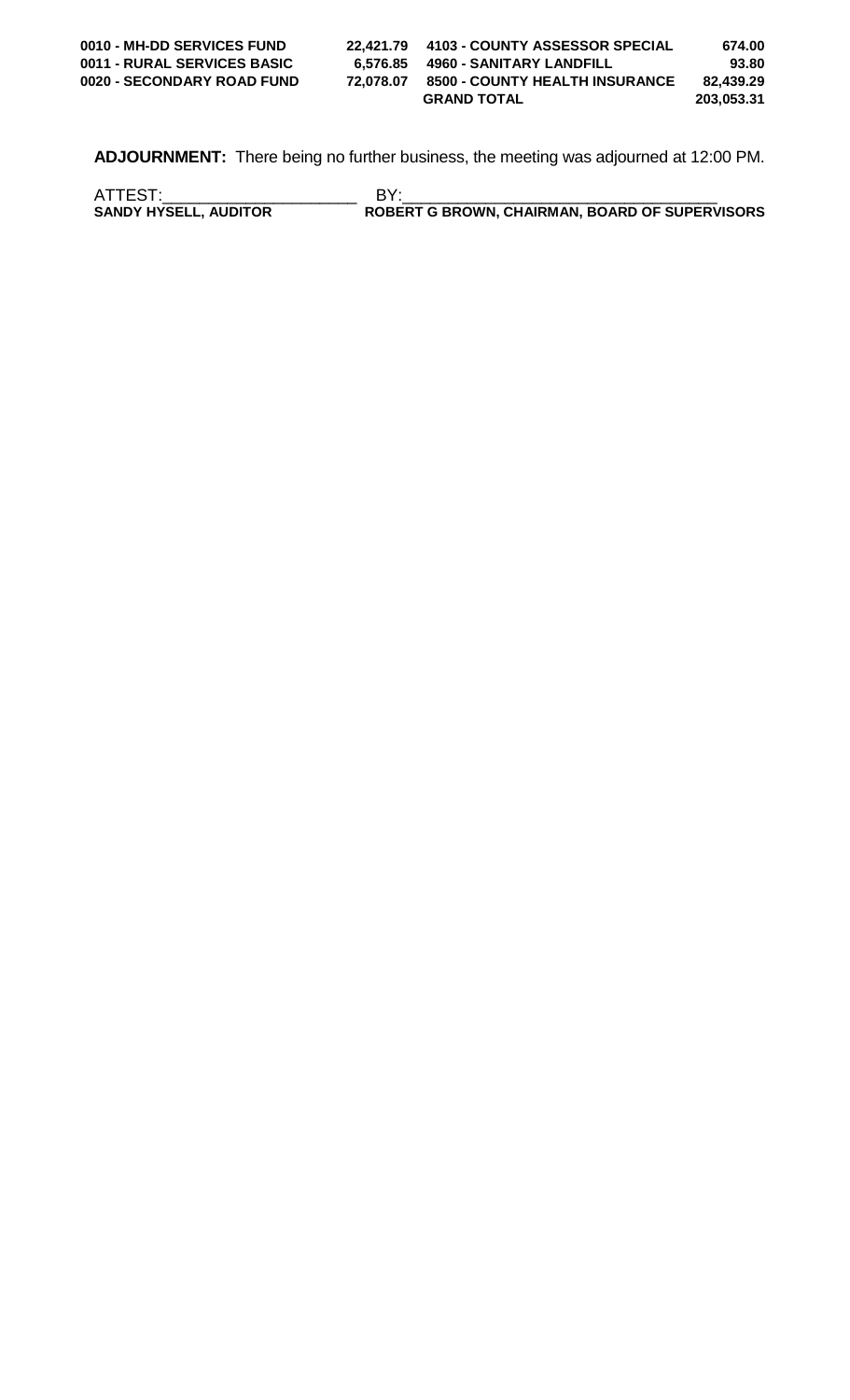| | | | |
|---|---|---|---|
| **0010 - MH-DD SERVICES FUND** | **22,421.79** | **4103 - COUNTY ASSESSOR SPECIAL** | **674.00** |
| **0011 - RURAL SERVICES BASIC** | **6,576.85** | **4960 - SANITARY LANDFILL** | **93.80** |
| **0020 - SECONDARY ROAD FUND** | **72,078.07** | **8500 - COUNTY HEALTH INSURANCE** | **82,439.29** |
| | | **GRAND TOTAL** | **203,053.31** |

**ADJOURNMENT:** There being no further business, the meeting was adjourned at 12:00 PM.

ATTEST:______________________ BY:____________________________________

**SANDY HYSELL, AUDITOR** **ROBERT G BROWN, CHAIRMAN, BOARD OF SUPERVISORS**